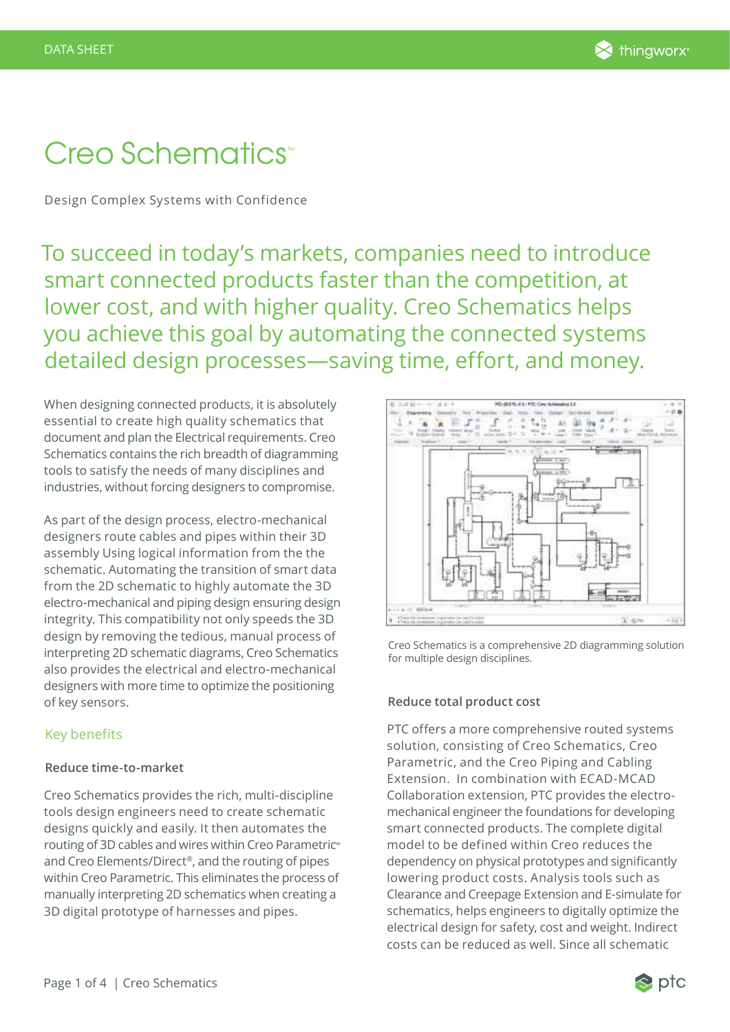DATA SHEET

# Creo Schematics™

Design Complex Systems with Confidence

## To succeed in today's markets, companies need to introduce smart connected products faster than the competition, at lower cost, and with higher quality. Creo Schematics helps you achieve this goal by automating the connected systems detailed design processes—saving time, effort, and money.

When designing connected products, it is absolutely essential to create high quality schematics that document and plan the Electrical requirements. Creo Schematics contains the rich breadth of diagramming tools to satisfy the needs of many disciplines and industries, without forcing designers to compromise.

As part of the design process, electro-mechanical designers route cables and pipes within their 3D assembly Using logical information from the the schematic. Automating the transition of smart data from the 2D schematic to highly automate the 3D electro-mechanical and piping design ensuring design integrity. This compatibility not only speeds the 3D design by removing the tedious, manual process of interpreting 2D schematic diagrams, Creo Schematics also provides the electrical and electro-mechanical designers with more time to optimize the positioning of key sensors.

Creo Schematics is a comprehensive 2D diagramming solution for multiple design disciplines.

## Key benefits

### Reduce time-to-market

Creo Schematics provides the rich, multi-discipline tools design engineers need to create schematic designs quickly and easily. It then automates the routing of 3D cables and wires within Creo Parametric™ and Creo Elements/Direct®, and the routing of pipes within Creo Parametric. This eliminates the process of manually interpreting 2D schematics when creating a 3D digital prototype of harnesses and pipes.

### Reduce total product cost

PTC offers a more comprehensive routed systems solution, consisting of Creo Schematics, Creo Parametric, and the Creo Piping and Cabling Extension. In combination with ECAD-MCAD Collaboration extension, PTC provides the electro-mechanical engineer the foundations for developing smart connected products. The complete digital model to be defined within Creo reduces the dependency on physical prototypes and significantly lowering product costs. Analysis tools such as Clearance and Creepage Extension and E-simulate for schematics, helps engineers to digitally optimize the electrical design for safety, cost and weight. Indirect costs can be reduced as well. Since all schematic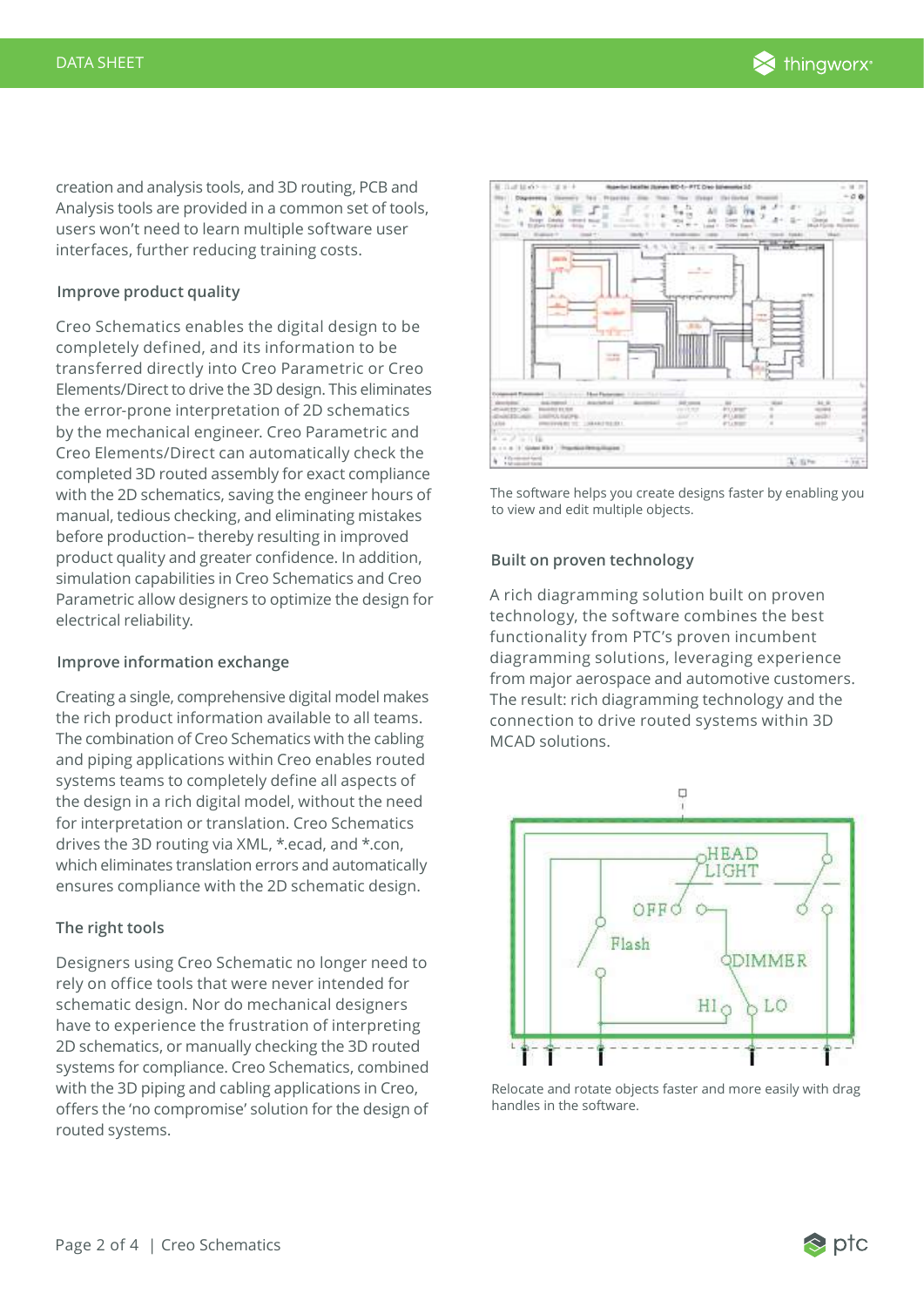creation and analysis tools, and 3D routing, PCB and Analysis tools are provided in a common set of tools, users won't need to learn multiple software user interfaces, further reducing training costs.

### Improve product quality

Creo Schematics enables the digital design to be completely defined, and its information to be transferred directly into Creo Parametric or Creo Elements/Direct to drive the 3D design. This eliminates the error-prone interpretation of 2D schematics by the mechanical engineer. Creo Parametric and Creo Elements/Direct can automatically check the completed 3D routed assembly for exact compliance with the 2D schematics, saving the engineer hours of manual, tedious checking, and eliminating mistakes before production– thereby resulting in improved product quality and greater confidence. In addition, simulation capabilities in Creo Schematics and Creo Parametric allow designers to optimize the design for electrical reliability.

### Improve information exchange

Creating a single, comprehensive digital model makes the rich product information available to all teams. The combination of Creo Schematics with the cabling and piping applications within Creo enables routed systems teams to completely define all aspects of the design in a rich digital model, without the need for interpretation or translation. Creo Schematics drives the 3D routing via XML, *.ecad, and *.con, which eliminates translation errors and automatically ensures compliance with the 2D schematic design.

### The right tools

Designers using Creo Schematic no longer need to rely on office tools that were never intended for schematic design. Nor do mechanical designers have to experience the frustration of interpreting 2D schematics, or manually checking the 3D routed systems for compliance. Creo Schematics, combined with the 3D piping and cabling applications in Creo, offers the 'no compromise' solution for the design of routed systems.

The software helps you create designs faster by enabling you to view and edit multiple objects.

### Built on proven technology

A rich diagramming solution built on proven technology, the software combines the best functionality from PTC's proven incumbent diagramming solutions, leveraging experience from major aerospace and automotive customers. The result: rich diagramming technology and the connection to drive routed systems within 3D MCAD solutions.

Relocate and rotate objects faster and more easily with drag handles in the software.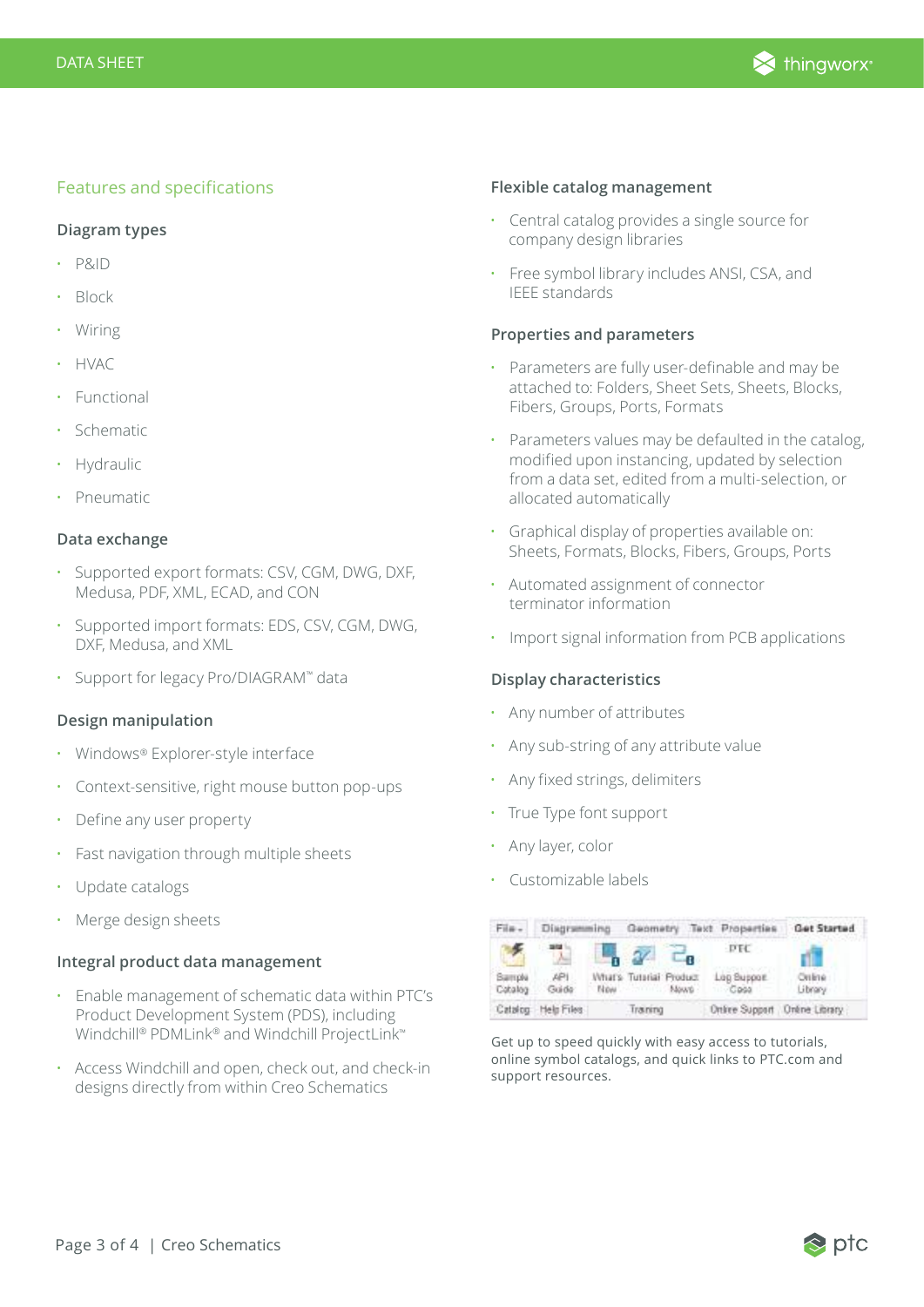## Features and specifications

### Diagram types

- P&ID
- Block
- Wiring
- HVAC
- Functional
- Schematic
- Hydraulic
- Pneumatic

### Data exchange

- Supported export formats: CSV, CGM, DWG, DXF, Medusa, PDF, XML, ECAD, and CON
- Supported import formats: EDS, CSV, CGM, DWG, DXF, Medusa, and XML
- Support for legacy Pro/DIAGRAM™ data

### Design manipulation

- Windows® Explorer-style interface
- Context-sensitive, right mouse button pop-ups
- Define any user property
- Fast navigation through multiple sheets
- Update catalogs
- Merge design sheets

### Integral product data management

- Enable management of schematic data within PTC's Product Development System (PDS), including Windchill® PDMLink® and Windchill ProjectLink™
- Access Windchill and open, check out, and check-in designs directly from within Creo Schematics

### Flexible catalog management

- Central catalog provides a single source for company design libraries
- Free symbol library includes ANSI, CSA, and IEEE standards

### Properties and parameters

- Parameters are fully user-definable and may be attached to: Folders, Sheet Sets, Sheets, Blocks, Fibers, Groups, Ports, Formats
- Parameters values may be defaulted in the catalog, modified upon instancing, updated by selection from a data set, edited from a multi-selection, or allocated automatically
- Graphical display of properties available on: Sheets, Formats, Blocks, Fibers, Groups, Ports
- Automated assignment of connector terminator information
- Import signal information from PCB applications

### Display characteristics

- Any number of attributes
- Any sub-string of any attribute value
- Any fixed strings, delimiters
- True Type font support
- Any layer, color
- Customizable labels

Get up to speed quickly with easy access to tutorials, online symbol catalogs, and quick links to PTC.com and support resources.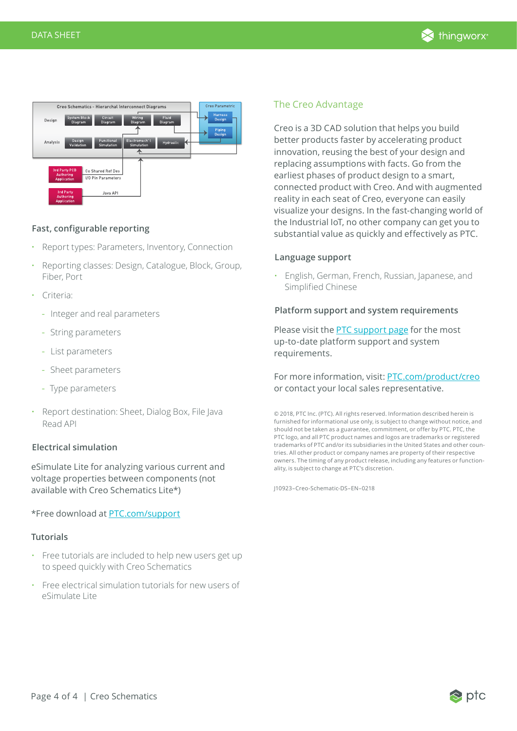Creo Schematics - Hierarchal Interconnect Diagrams

Design

System Block Diagram

Circuit Diagram

Wiring Diagram

Fluid Diagram

Analysis

Design Validation

Functional Simulation

Electromech'l Simulation

Hydraulic

Creo Parametric

Harness Design

Piping Design

3rd Party PCB Authoring Application

Co Shared Ref Des

I/O Pin Parameters

3rd Party Authoring Application

Java API

### Fast, configurable reporting

- Report types: Parameters, Inventory, Connection
- Reporting classes: Design, Catalogue, Block, Group, Fiber, Port
- Criteria:
  - Integer and real parameters
  - String parameters
  - List parameters
  - Sheet parameters
  - Type parameters
- Report destination: Sheet, Dialog Box, File Java Read API

### Electrical simulation

eSimulate Lite for analyzing various current and voltage properties between components (not available with Creo Schematics Lite*)

*Free download at [PTC.com/support](PTC.com/support)

### Tutorials

- Free tutorials are included to help new users get up to speed quickly with Creo Schematics
- Free electrical simulation tutorials for new users of eSimulate Lite

## The Creo Advantage

Creo is a 3D CAD solution that helps you build better products faster by accelerating product innovation, reusing the best of your design and replacing assumptions with facts. Go from the earliest phases of product design to a smart, connected product with Creo. And with augmented reality in each seat of Creo, everyone can easily visualize your designs. In the fast-changing world of the Industrial IoT, no other company can get you to substantial value as quickly and effectively as PTC.

### Language support

- English, German, French, Russian, Japanese, and Simplified Chinese

### Platform support and system requirements

Please visit the PTC support page for the most up-to-date platform support and system requirements.

For more information, visit: [PTC.com/product/creo](PTC.com/product/creo) or contact your local sales representative.

© 2018, PTC Inc. (PTC). All rights reserved. Information described herein is furnished for informational use only, is subject to change without notice, and should not be taken as a guarantee, commitment, or offer by PTC. PTC, the PTC logo, and all PTC product names and logos are trademarks or registered trademarks of PTC and/or its subsidiaries in the United States and other countries. All other product or company names are property of their respective owners. The timing of any product release, including any features or functionality, is subject to change at PTC's discretion.

J10923–Creo-Schematic-DS–EN–0218